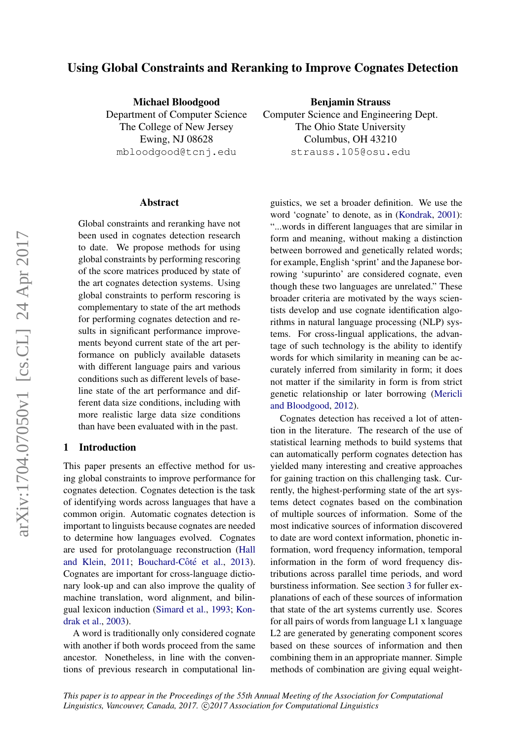# Using Global Constraints and Reranking to Improve Cognates Detection

**Michael Bloodgood**
Department of Computer Science
The College of New Jersey
Ewing, NJ 08628
mbloodgood@tcnj.edu

**Benjamin Strauss**
Computer Science and Engineering Dept.
The Ohio State University
Columbus, OH 43210
strauss.105@osu.edu

## Abstract

Global constraints and reranking have not been used in cognates detection research to date. We propose methods for using global constraints by performing rescoring of the score matrices produced by state of the art cognates detection systems. Using global constraints to perform rescoring is complementary to state of the art methods for performing cognates detection and results in significant performance improvements beyond current state of the art performance on publicly available datasets with different language pairs and various conditions such as different levels of baseline state of the art performance and different data size conditions, including with more realistic large data size conditions than have been evaluated with in the past.

## 1 Introduction

This paper presents an effective method for using global constraints to improve performance for cognates detection. Cognates detection is the task of identifying words across languages that have a common origin. Automatic cognates detection is important to linguists because cognates are needed to determine how languages evolved. Cognates are used for protolanguage reconstruction (Hall and Klein, 2011; Bouchard-Côté et al., 2013). Cognates are important for cross-language dictionary look-up and can also improve the quality of machine translation, word alignment, and bilingual lexicon induction (Simard et al., 1993; Kondrak et al., 2003).

A word is traditionally only considered cognate with another if both words proceed from the same ancestor. Nonetheless, in line with the conventions of previous research in computational linguistics, we set a broader definition. We use the word 'cognate' to denote, as in (Kondrak, 2001): "...words in different languages that are similar in form and meaning, without making a distinction between borrowed and genetically related words; for example, English 'sprint' and the Japanese borrowing 'supurinto' are considered cognate, even though these two languages are unrelated." These broader criteria are motivated by the ways scientists develop and use cognate identification algorithms in natural language processing (NLP) systems. For cross-lingual applications, the advantage of such technology is the ability to identify words for which similarity in meaning can be accurately inferred from similarity in form; it does not matter if the similarity in form is from strict genetic relationship or later borrowing (Mericli and Bloodgood, 2012).

Cognates detection has received a lot of attention in the literature. The research of the use of statistical learning methods to build systems that can automatically perform cognates detection has yielded many interesting and creative approaches for gaining traction on this challenging task. Currently, the highest-performing state of the art systems detect cognates based on the combination of multiple sources of information. Some of the most indicative sources of information discovered to date are word context information, phonetic information, word frequency information, temporal information in the form of word frequency distributions across parallel time periods, and word burstiness information. See section 3 for fuller explanations of each of these sources of information that state of the art systems currently use. Scores for all pairs of words from language L1 x language L2 are generated by generating component scores based on these sources of information and then combining them in an appropriate manner. Simple methods of combination are giving equal weight-

*This paper is to appear in the Proceedings of the 55th Annual Meeting of the Association for Computational Linguistics, Vancouver, Canada, 2017. ©2017 Association for Computational Linguistics*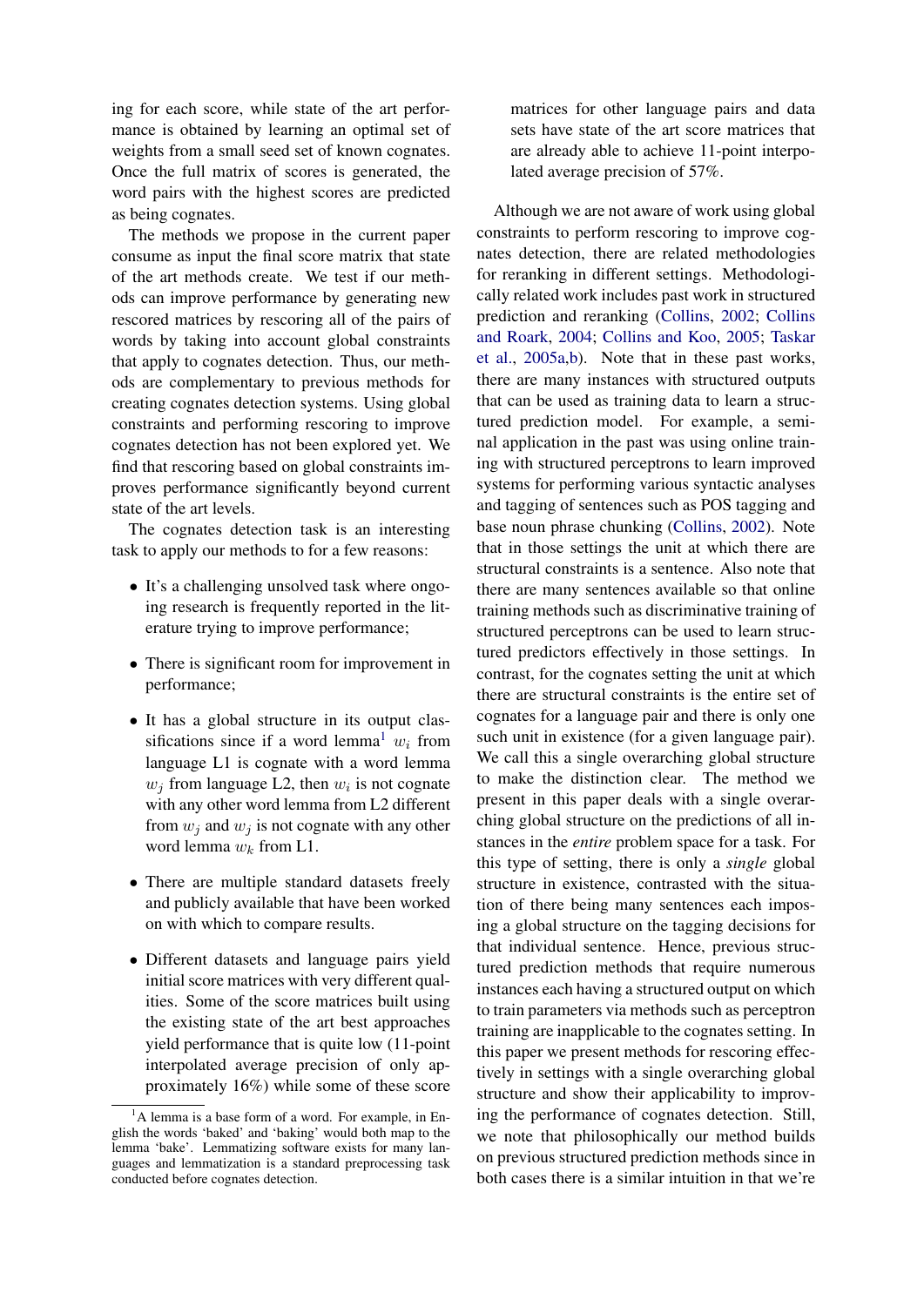ing for each score, while state of the art performance is obtained by learning an optimal set of weights from a small seed set of known cognates. Once the full matrix of scores is generated, the word pairs with the highest scores are predicted as being cognates.

The methods we propose in the current paper consume as input the final score matrix that state of the art methods create. We test if our methods can improve performance by generating new rescored matrices by rescoring all of the pairs of words by taking into account global constraints that apply to cognates detection. Thus, our methods are complementary to previous methods for creating cognates detection systems. Using global constraints and performing rescoring to improve cognates detection has not been explored yet. We find that rescoring based on global constraints improves performance significantly beyond current state of the art levels.

The cognates detection task is an interesting task to apply our methods to for a few reasons:

- It's a challenging unsolved task where ongoing research is frequently reported in the literature trying to improve performance;
- There is significant room for improvement in performance;
- It has a global structure in its output classifications since if a word lemma[1] $w_i$ from language L1 is cognate with a word lemma $w_j$ from language L2, then $w_i$ is not cognate with any other word lemma from L2 different from $w_j$ and $w_j$ is not cognate with any other word lemma $w_k$ from L1.
- There are multiple standard datasets freely and publicly available that have been worked on with which to compare results.
- Different datasets and language pairs yield initial score matrices with very different qualities. Some of the score matrices built using the existing state of the art best approaches yield performance that is quite low (11-point interpolated average precision of only approximately 16%) while some of these score matrices for other language pairs and data sets have state of the art score matrices that are already able to achieve 11-point interpolated average precision of 57%.

Although we are not aware of work using global constraints to perform rescoring to improve cognates detection, there are related methodologies for reranking in different settings. Methodologically related work includes past work in structured prediction and reranking (Collins, 2002; Collins and Roark, 2004; Collins and Koo, 2005; Taskar et al., 2005a,b). Note that in these past works, there are many instances with structured outputs that can be used as training data to learn a structured prediction model. For example, a seminal application in the past was using online training with structured perceptrons to learn improved systems for performing various syntactic analyses and tagging of sentences such as POS tagging and base noun phrase chunking (Collins, 2002). Note that in those settings the unit at which there are structural constraints is a sentence. Also note that there are many sentences available so that online training methods such as discriminative training of structured perceptrons can be used to learn structured predictors effectively in those settings. In contrast, for the cognates setting the unit at which there are structural constraints is the entire set of cognates for a language pair and there is only one such unit in existence (for a given language pair). We call this a single overarching global structure to make the distinction clear. The method we present in this paper deals with a single overarching global structure on the predictions of all instances in the *entire* problem space for a task. For this type of setting, there is only a *single* global structure in existence, contrasted with the situation of there being many sentences each imposing a global structure on the tagging decisions for that individual sentence. Hence, previous structured prediction methods that require numerous instances each having a structured output on which to train parameters via methods such as perceptron training are inapplicable to the cognates setting. In this paper we present methods for rescoring effectively in settings with a single overarching global structure and show their applicability to improving the performance of cognates detection. Still, we note that philosophically our method builds on previous structured prediction methods since in both cases there is a similar intuition in that we're

[1] A lemma is a base form of a word. For example, in English the words 'baked' and 'baking' would both map to the lemma 'bake'. Lemmatizing software exists for many languages and lemmatization is a standard preprocessing task conducted before cognates detection.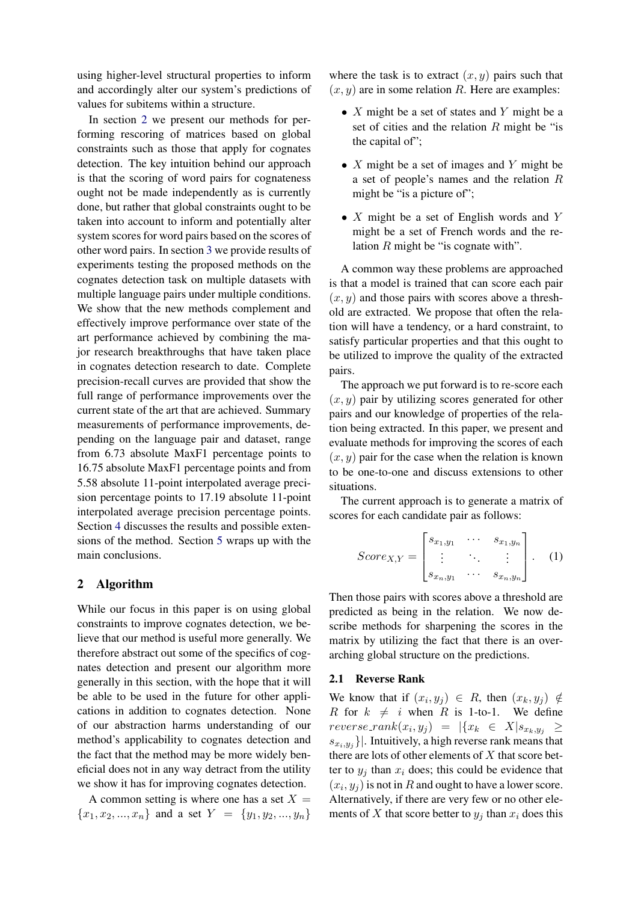using higher-level structural properties to inform and accordingly alter our system's predictions of values for subitems within a structure.

In section 2 we present our methods for performing rescoring of matrices based on global constraints such as those that apply for cognates detection. The key intuition behind our approach is that the scoring of word pairs for cognateness ought not be made independently as is currently done, but rather that global constraints ought to be taken into account to inform and potentially alter system scores for word pairs based on the scores of other word pairs. In section 3 we provide results of experiments testing the proposed methods on the cognates detection task on multiple datasets with multiple language pairs under multiple conditions. We show that the new methods complement and effectively improve performance over state of the art performance achieved by combining the major research breakthroughs that have taken place in cognates detection research to date. Complete precision-recall curves are provided that show the full range of performance improvements over the current state of the art that are achieved. Summary measurements of performance improvements, depending on the language pair and dataset, range from 6.73 absolute MaxF1 percentage points to 16.75 absolute MaxF1 percentage points and from 5.58 absolute 11-point interpolated average precision percentage points to 17.19 absolute 11-point interpolated average precision percentage points. Section 4 discusses the results and possible extensions of the method. Section 5 wraps up with the main conclusions.

## 2 Algorithm

While our focus in this paper is on using global constraints to improve cognates detection, we believe that our method is useful more generally. We therefore abstract out some of the specifics of cognates detection and present our algorithm more generally in this section, with the hope that it will be able to be used in the future for other applications in addition to cognates detection. None of our abstraction harms understanding of our method's applicability to cognates detection and the fact that the method may be more widely beneficial does not in any way detract from the utility we show it has for improving cognates detection.

A common setting is where one has a set $X = \{x_1, x_2, ..., x_n\}$ and a set $Y = \{y_1, y_2, ..., y_n\}$ where the task is to extract $(x, y)$ pairs such that $(x, y)$ are in some relation $R$. Here are examples:

- $X$ might be a set of states and $Y$ might be a set of cities and the relation $R$ might be "is the capital of";
- $X$ might be a set of images and $Y$ might be a set of people's names and the relation $R$ might be "is a picture of";
- $X$ might be a set of English words and $Y$ might be a set of French words and the relation $R$ might be "is cognate with".

A common way these problems are approached is that a model is trained that can score each pair $(x, y)$ and those pairs with scores above a threshold are extracted. We propose that often the relation will have a tendency, or a hard constraint, to satisfy particular properties and that this ought to be utilized to improve the quality of the extracted pairs.

The approach we put forward is to re-score each $(x, y)$ pair by utilizing scores generated for other pairs and our knowledge of properties of the relation being extracted. In this paper, we present and evaluate methods for improving the scores of each $(x, y)$ pair for the case when the relation is known to be one-to-one and discuss extensions to other situations.

The current approach is to generate a matrix of scores for each candidate pair as follows:

$$Score_{X,Y} = \begin{bmatrix} s_{x_1,y_1} & \cdots & s_{x_1,y_n} \\ \vdots & \ddots & \vdots \\ s_{x_n,y_1} & \cdots & s_{x_n,y_n} \end{bmatrix}. \quad (1)$$

Then those pairs with scores above a threshold are predicted as being in the relation. We now describe methods for sharpening the scores in the matrix by utilizing the fact that there is an overarching global structure on the predictions.

### 2.1 Reverse Rank

We know that if $(x_i, y_j) \in R$, then $(x_k, y_j) \notin R$ for $k \neq i$ when $R$ is 1-to-1. We define $reverse\_rank(x_i, y_j) = |\{x_k \in X | s_{x_k,y_j} \geq s_{x_i,y_j}\}|$. Intuitively, a high reverse rank means that there are lots of other elements of $X$ that score better to $y_j$ than $x_i$ does; this could be evidence that $(x_i, y_j)$ is not in $R$ and ought to have a lower score. Alternatively, if there are very few or no other elements of $X$ that score better to $y_j$ than $x_i$ does this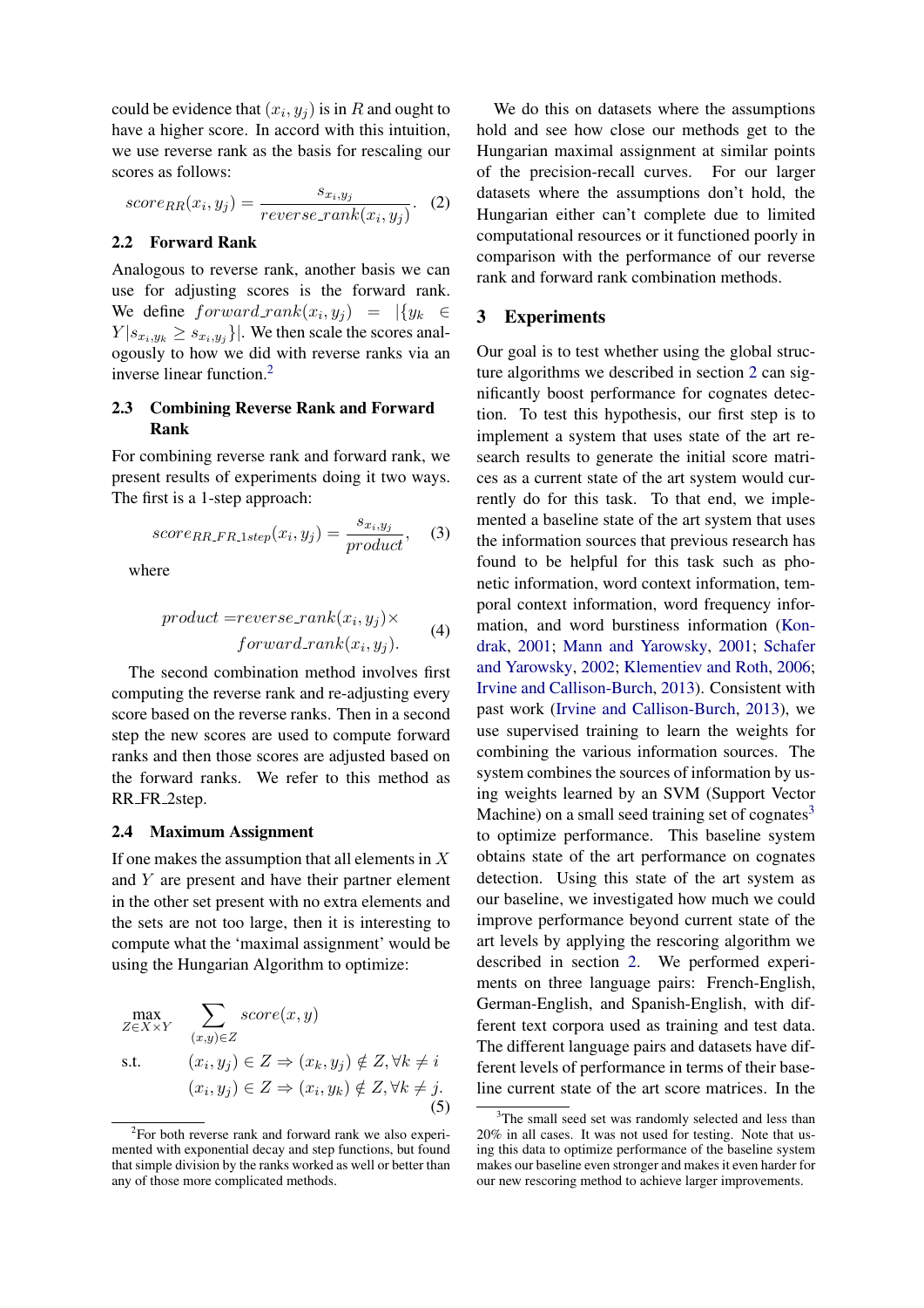could be evidence that $(x_i, y_j)$ is in $R$ and ought to have a higher score. In accord with this intuition, we use reverse rank as the basis for rescaling our scores as follows:

$$score_{RR}(x_i, y_j) = \frac{s_{x_i,y_j}}{reverse\_rank(x_i, y_j)}. \quad (2)$$

### 2.2 Forward Rank

Analogous to reverse rank, another basis we can use for adjusting scores is the forward rank. We define $forward\_rank(x_i, y_j) = |\{y_k \in Y | s_{x_i,y_k} \geq s_{x_i,y_j}\}|$. We then scale the scores analogously to how we did with reverse ranks via an inverse linear function.[2]

### 2.3 Combining Reverse Rank and Forward Rank

For combining reverse rank and forward rank, we present results of experiments doing it two ways. The first is a 1-step approach:

$$score_{RR\_FR\_1step}(x_i, y_j) = \frac{s_{x_i,y_j}}{product}, \quad (3)$$

where

$$product = reverse\_rank(x_i, y_j) \times forward\_rank(x_i, y_j). \quad (4)$$

The second combination method involves first computing the reverse rank and re-adjusting every score based on the reverse ranks. Then in a second step the new scores are used to compute forward ranks and then those scores are adjusted based on the forward ranks. We refer to this method as RR_FR_2step.

### 2.4 Maximum Assignment

If one makes the assumption that all elements in $X$ and $Y$ are present and have their partner element in the other set present with no extra elements and the sets are not too large, then it is interesting to compute what the 'maximal assignment' would be using the Hungarian Algorithm to optimize:

$$\begin{aligned} \max_{Z \in X \times Y} \quad & \sum_{(x,y) \in Z} score(x, y) \\ \text{s.t.} \quad & (x_i, y_j) \in Z \Rightarrow (x_k, y_j) \notin Z, \forall k \neq i \\ & (x_i, y_j) \in Z \Rightarrow (x_i, y_k) \notin Z, \forall k \neq j. \end{aligned} \quad (5)$$

We do this on datasets where the assumptions hold and see how close our methods get to the Hungarian maximal assignment at similar points of the precision-recall curves. For our larger datasets where the assumptions don't hold, the Hungarian either can't complete due to limited computational resources or it functioned poorly in comparison with the performance of our reverse rank and forward rank combination methods.

## 3 Experiments

Our goal is to test whether using the global structure algorithms we described in section 2 can significantly boost performance for cognates detection. To test this hypothesis, our first step is to implement a system that uses state of the art research results to generate the initial score matrices as a current state of the art system would currently do for this task. To that end, we implemented a baseline state of the art system that uses the information sources that previous research has found to be helpful for this task such as phonetic information, word context information, temporal context information, word frequency information, and word burstiness information (Kondrak, 2001; Mann and Yarowsky, 2001; Schafer and Yarowsky, 2002; Klementiev and Roth, 2006; Irvine and Callison-Burch, 2013). Consistent with past work (Irvine and Callison-Burch, 2013), we use supervised training to learn the weights for combining the various information sources. The system combines the sources of information by using weights learned by an SVM (Support Vector Machine) on a small seed training set of cognates[3] to optimize performance. This baseline system obtains state of the art performance on cognates detection. Using this state of the art system as our baseline, we investigated how much we could improve performance beyond current state of the art levels by applying the rescoring algorithm we described in section 2. We performed experiments on three language pairs: French-English, German-English, and Spanish-English, with different text corpora used as training and test data. The different language pairs and datasets have different levels of performance in terms of their baseline current state of the art score matrices. In the

[2] For both reverse rank and forward rank we also experimented with exponential decay and step functions, but found that simple division by the ranks worked as well or better than any of those more complicated methods.

[3] The small seed set was randomly selected and less than 20% in all cases. It was not used for testing. Note that using this data to optimize performance of the baseline system makes our baseline even stronger and makes it even harder for our new rescoring method to achieve larger improvements.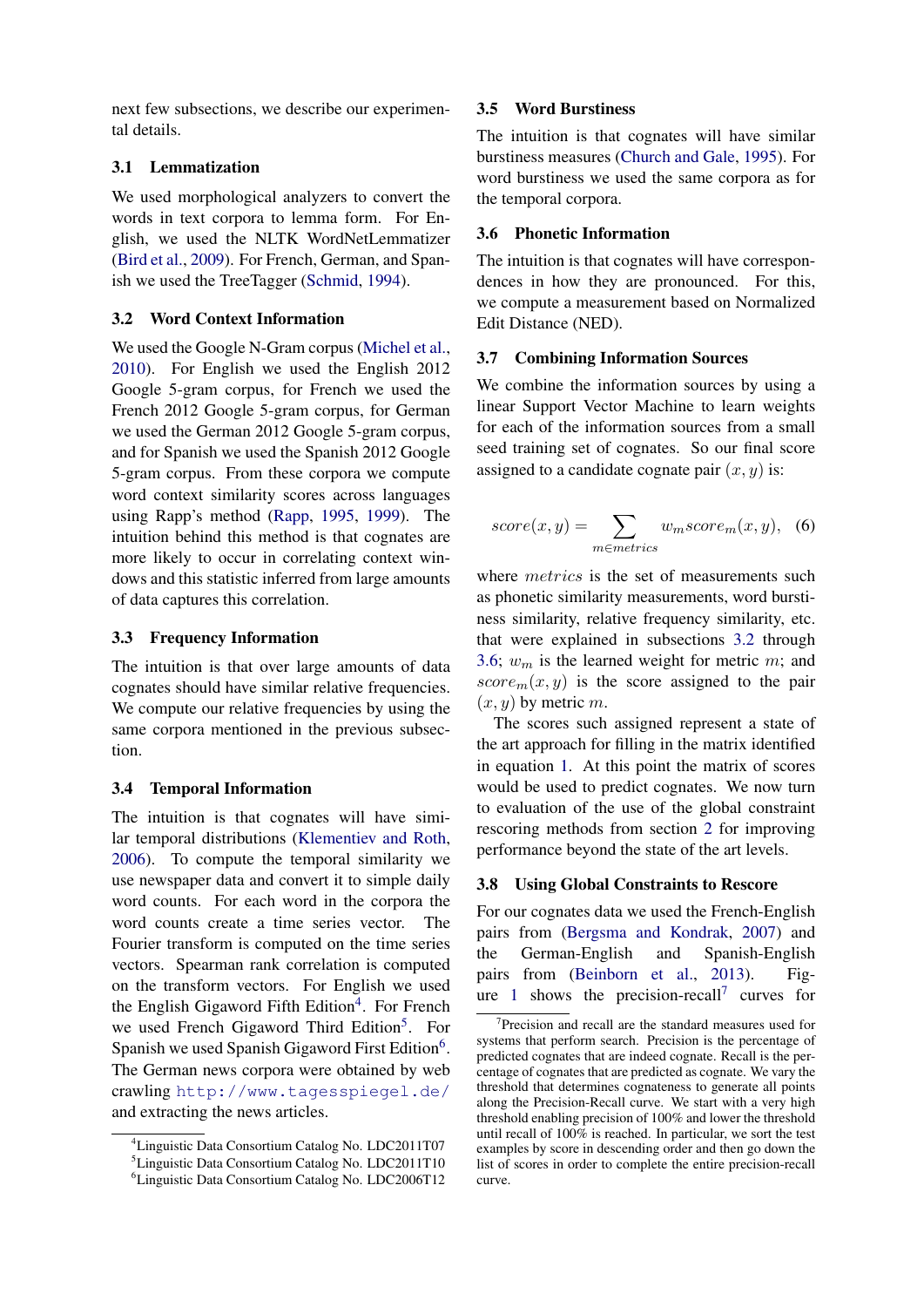next few subsections, we describe our experimental details.

### 3.1 Lemmatization

We used morphological analyzers to convert the words in text corpora to lemma form. For English, we used the NLTK WordNetLemmatizer (Bird et al., 2009). For French, German, and Spanish we used the TreeTagger (Schmid, 1994).

### 3.2 Word Context Information

We used the Google N-Gram corpus (Michel et al., 2010). For English we used the English 2012 Google 5-gram corpus, for French we used the French 2012 Google 5-gram corpus, for German we used the German 2012 Google 5-gram corpus, and for Spanish we used the Spanish 2012 Google 5-gram corpus. From these corpora we compute word context similarity scores across languages using Rapp's method (Rapp, 1995, 1999). The intuition behind this method is that cognates are more likely to occur in correlating context windows and this statistic inferred from large amounts of data captures this correlation.

### 3.3 Frequency Information

The intuition is that over large amounts of data cognates should have similar relative frequencies. We compute our relative frequencies by using the same corpora mentioned in the previous subsection.

### 3.4 Temporal Information

The intuition is that cognates will have similar temporal distributions (Klementiev and Roth, 2006). To compute the temporal similarity we use newspaper data and convert it to simple daily word counts. For each word in the corpora the word counts create a time series vector. The Fourier transform is computed on the time series vectors. Spearman rank correlation is computed on the transform vectors. For English we used the English Gigaword Fifth Edition[4]. For French we used French Gigaword Third Edition[5]. For Spanish we used Spanish Gigaword First Edition[6]. The German news corpora were obtained by web crawling http://www.tagesspiegel.de/ and extracting the news articles.

[4]Linguistic Data Consortium Catalog No. LDC2011T07

[5]Linguistic Data Consortium Catalog No. LDC2011T10

[6]Linguistic Data Consortium Catalog No. LDC2006T12

### 3.5 Word Burstiness

The intuition is that cognates will have similar burstiness measures (Church and Gale, 1995). For word burstiness we used the same corpora as for the temporal corpora.

### 3.6 Phonetic Information

The intuition is that cognates will have correspondences in how they are pronounced. For this, we compute a measurement based on Normalized Edit Distance (NED).

### 3.7 Combining Information Sources

We combine the information sources by using a linear Support Vector Machine to learn weights for each of the information sources from a small seed training set of cognates. So our final score assigned to a candidate cognate pair $(x, y)$ is:

$$score(x, y) = \sum_{m \in metrics} w_m score_m(x, y), \quad (6)$$

where $metrics$ is the set of measurements such as phonetic similarity measurements, word burstiness similarity, relative frequency similarity, etc. that were explained in subsections 3.2 through 3.6; $w_m$ is the learned weight for metric $m$; and $score_m(x, y)$ is the score assigned to the pair $(x, y)$ by metric $m$.

The scores such assigned represent a state of the art approach for filling in the matrix identified in equation 1. At this point the matrix of scores would be used to predict cognates. We now turn to evaluation of the use of the global constraint rescoring methods from section 2 for improving performance beyond the state of the art levels.

### 3.8 Using Global Constraints to Rescore

For our cognates data we used the French-English pairs from (Bergsma and Kondrak, 2007) and the German-English and Spanish-English pairs from (Beinborn et al., 2013). Figure 1 shows the precision-recall[7] curves for

[7]Precision and recall are the standard measures used for systems that perform search. Precision is the percentage of predicted cognates that are indeed cognate. Recall is the percentage of cognates that are predicted as cognate. We vary the threshold that determines cognateness to generate all points along the Precision-Recall curve. We start with a very high threshold enabling precision of 100% and lower the threshold until recall of 100% is reached. In particular, we sort the test examples by score in descending order and then go down the list of scores in order to complete the entire precision-recall curve.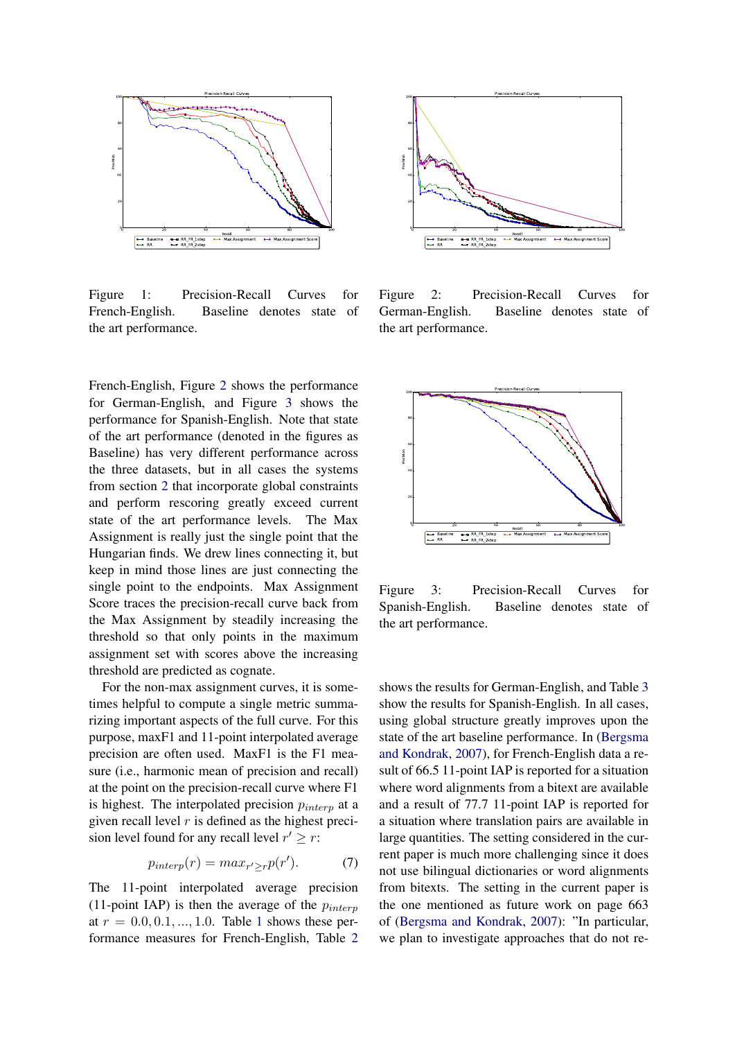Figure 1: Precision-Recall Curves for French-English. Baseline denotes state of the art performance.

Figure 2: Precision-Recall Curves for German-English. Baseline denotes state of the art performance.

French-English, Figure 2 shows the performance for German-English, and Figure 3 shows the performance for Spanish-English. Note that state of the art performance (denoted in the figures as Baseline) has very different performance across the three datasets, but in all cases the systems from section 2 that incorporate global constraints and perform rescoring greatly exceed current state of the art performance levels. The Max Assignment is really just the single point that the Hungarian finds. We drew lines connecting it, but keep in mind those lines are just connecting the single point to the endpoints. Max Assignment Score traces the precision-recall curve back from the Max Assignment by steadily increasing the threshold so that only points in the maximum assignment set with scores above the increasing threshold are predicted as cognate.

For the non-max assignment curves, it is sometimes helpful to compute a single metric summarizing important aspects of the full curve. For this purpose, maxF1 and 11-point interpolated average precision are often used. MaxF1 is the F1 measure (i.e., harmonic mean of precision and recall) at the point on the precision-recall curve where F1 is highest. The interpolated precision $p_{interp}$ at a given recall level $r$ is defined as the highest precision level found for any recall level $r' \geq r$:

$$p_{interp}(r) = max_{r' \geq r} p(r'). \tag{7}$$

The 11-point interpolated average precision (11-point IAP) is then the average of the $p_{interp}$ at $r = 0.0, 0.1, ..., 1.0$. Table 1 shows these performance measures for French-English, Table 2 shows the results for German-English, and Table 3 show the results for Spanish-English. In all cases, using global structure greatly improves upon the state of the art baseline performance. In (Bergsma and Kondrak, 2007), for French-English data a result of 66.5 11-point IAP is reported for a situation where word alignments from a bitext are available and a result of 77.7 11-point IAP is reported for a situation where translation pairs are available in large quantities. The setting considered in the current paper is much more challenging since it does not use bilingual dictionaries or word alignments from bitexts. The setting in the current paper is the one mentioned as future work on page 663 of (Bergsma and Kondrak, 2007): "In particular, we plan to investigate approaches that do not re-

Figure 3: Precision-Recall Curves for Spanish-English. Baseline denotes state of the art performance.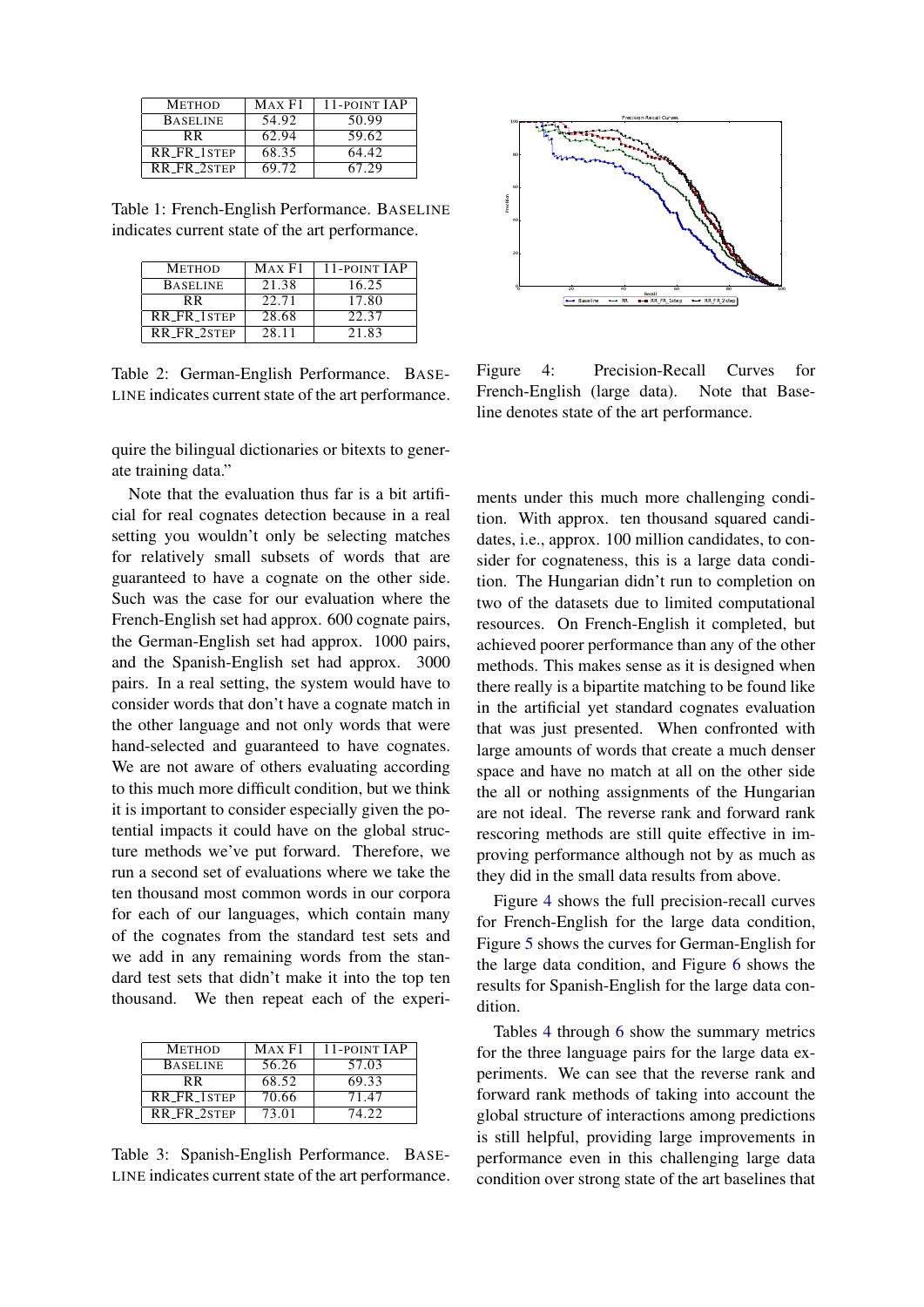| METHOD | MAX F1 | 11-POINT IAP |
| --- | --- | --- |
| BASELINE | 54.92 | 50.99 |
| RR | 62.94 | 59.62 |
| RR_FR_1STEP | 68.35 | 64.42 |
| RR_FR_2STEP | 69.72 | 67.29 |

Table 1: French-English Performance. BASELINE indicates current state of the art performance.

| METHOD | MAX F1 | 11-POINT IAP |
| --- | --- | --- |
| BASELINE | 21.38 | 16.25 |
| RR | 22.71 | 17.80 |
| RR_FR_1STEP | 28.68 | 22.37 |
| RR_FR_2STEP | 28.11 | 21.83 |

Table 2: German-English Performance. BASELINE indicates current state of the art performance.

quire the bilingual dictionaries or bitexts to generate training data."

Note that the evaluation thus far is a bit artificial for real cognates detection because in a real setting you wouldn't only be selecting matches for relatively small subsets of words that are guaranteed to have a cognate on the other side. Such was the case for our evaluation where the French-English set had approx. 600 cognate pairs, the German-English set had approx. 1000 pairs, and the Spanish-English set had approx. 3000 pairs. In a real setting, the system would have to consider words that don't have a cognate match in the other language and not only words that were hand-selected and guaranteed to have cognates. We are not aware of others evaluating according to this much more difficult condition, but we think it is important to consider especially given the potential impacts it could have on the global structure methods we've put forward. Therefore, we run a second set of evaluations where we take the ten thousand most common words in our corpora for each of our languages, which contain many of the cognates from the standard test sets and we add in any remaining words from the standard test sets that didn't make it into the top ten thousand. We then repeat each of the experiments under this much more challenging condition. With approx. ten thousand squared candidates, i.e., approx. 100 million candidates, to consider for cognateness, this is a large data condition. The Hungarian didn't run to completion on two of the datasets due to limited computational resources. On French-English it completed, but achieved poorer performance than any of the other methods. This makes sense as it is designed when there really is a bipartite matching to be found like in the artificial yet standard cognates evaluation that was just presented. When confronted with large amounts of words that create a much denser space and have no match at all on the other side the all or nothing assignments of the Hungarian are not ideal. The reverse rank and forward rank rescoring methods are still quite effective in improving performance although not by as much as they did in the small data results from above.

| METHOD | MAX F1 | 11-POINT IAP |
| --- | --- | --- |
| BASELINE | 56.26 | 57.03 |
| RR | 68.52 | 69.33 |
| RR_FR_1STEP | 70.66 | 71.47 |
| RR_FR_2STEP | 73.01 | 74.22 |

Table 3: Spanish-English Performance. BASELINE indicates current state of the art performance.

Figure 4: Precision-Recall Curves for French-English (large data). Note that Baseline denotes state of the art performance.

Figure 4 shows the full precision-recall curves for French-English for the large data condition, Figure 5 shows the curves for German-English for the large data condition, and Figure 6 shows the results for Spanish-English for the large data condition.

Tables 4 through 6 show the summary metrics for the three language pairs for the large data experiments. We can see that the reverse rank and forward rank methods of taking into account the global structure of interactions among predictions is still helpful, providing large improvements in performance even in this challenging large data condition over strong state of the art baselines that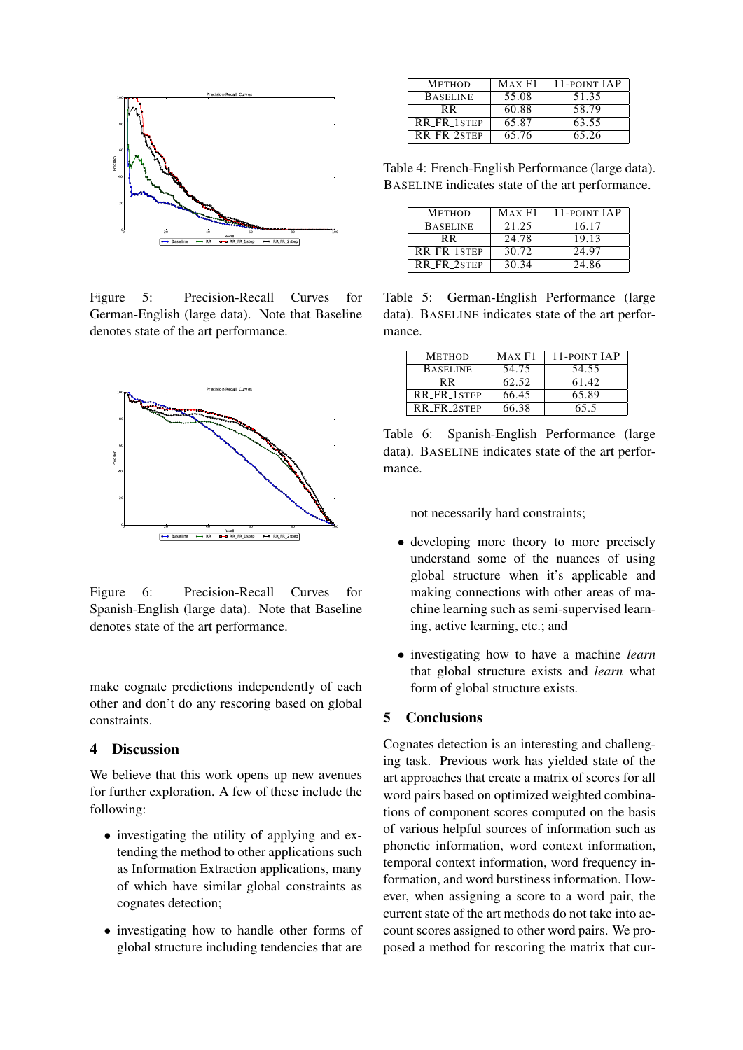Figure 5: Precision-Recall Curves for German-English (large data). Note that Baseline denotes state of the art performance.

Figure 6: Precision-Recall Curves for Spanish-English (large data). Note that Baseline denotes state of the art performance.

make cognate predictions independently of each other and don't do any rescoring based on global constraints.

## 4 Discussion

We believe that this work opens up new avenues for further exploration. A few of these include the following:

- investigating the utility of applying and extending the method to other applications such as Information Extraction applications, many of which have similar global constraints as cognates detection;
- investigating how to handle other forms of global structure including tendencies that are not necessarily hard constraints;
- developing more theory to more precisely understand some of the nuances of using global structure when it's applicable and making connections with other areas of machine learning such as semi-supervised learning, active learning, etc.; and
- investigating how to have a machine *learn* that global structure exists and *learn* what form of global structure exists.

| METHOD | MAX F1 | 11-POINT IAP |
|---|---|---|
| BASELINE | 55.08 | 51.35 |
| RR | 60.88 | 58.79 |
| RR_FR_1STEP | 65.87 | 63.55 |
| RR_FR_2STEP | 65.76 | 65.26 |

Table 4: French-English Performance (large data). BASELINE indicates state of the art performance.

| METHOD | MAX F1 | 11-POINT IAP |
|---|---|---|
| BASELINE | 21.25 | 16.17 |
| RR | 24.78 | 19.13 |
| RR_FR_1STEP | 30.72 | 24.97 |
| RR_FR_2STEP | 30.34 | 24.86 |

Table 5: German-English Performance (large data). BASELINE indicates state of the art performance.

| METHOD | MAX F1 | 11-POINT IAP |
|---|---|---|
| BASELINE | 54.75 | 54.55 |
| RR | 62.52 | 61.42 |
| RR_FR_1STEP | 66.45 | 65.89 |
| RR_FR_2STEP | 66.38 | 65.5 |

Table 6: Spanish-English Performance (large data). BASELINE indicates state of the art performance.

## 5 Conclusions

Cognates detection is an interesting and challenging task. Previous work has yielded state of the art approaches that create a matrix of scores for all word pairs based on optimized weighted combinations of component scores computed on the basis of various helpful sources of information such as phonetic information, word context information, temporal context information, word frequency information, and word burstiness information. However, when assigning a score to a word pair, the current state of the art methods do not take into account scores assigned to other word pairs. We proposed a method for rescoring the matrix that cur-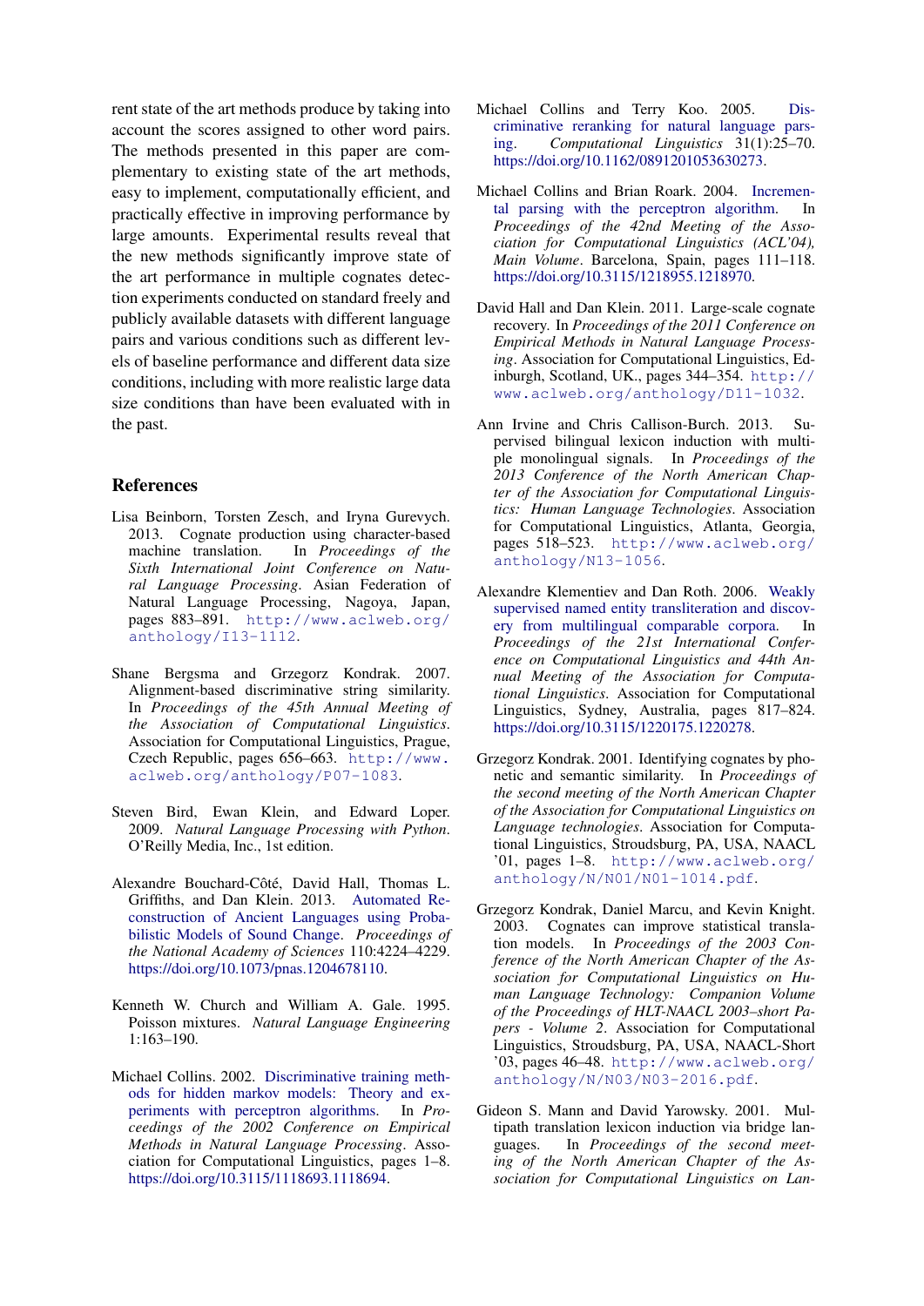rent state of the art methods produce by taking into account the scores assigned to other word pairs. The methods presented in this paper are complementary to existing state of the art methods, easy to implement, computationally efficient, and practically effective in improving performance by large amounts. Experimental results reveal that the new methods significantly improve state of the art performance in multiple cognates detection experiments conducted on standard freely and publicly available datasets with different language pairs and various conditions such as different levels of baseline performance and different data size conditions, including with more realistic large data size conditions than have been evaluated with in the past.

## References

Lisa Beinborn, Torsten Zesch, and Iryna Gurevych. 2013. Cognate production using character-based machine translation. In *Proceedings of the Sixth International Joint Conference on Natural Language Processing*. Asian Federation of Natural Language Processing, Nagoya, Japan, pages 883–891. http://www.aclweb.org/anthology/I13-1112.

Shane Bergsma and Grzegorz Kondrak. 2007. Alignment-based discriminative string similarity. In *Proceedings of the 45th Annual Meeting of the Association of Computational Linguistics*. Association for Computational Linguistics, Prague, Czech Republic, pages 656–663. http://www.aclweb.org/anthology/P07-1083.

Steven Bird, Ewan Klein, and Edward Loper. 2009. *Natural Language Processing with Python*. O'Reilly Media, Inc., 1st edition.

Alexandre Bouchard-Côté, David Hall, Thomas L. Griffiths, and Dan Klein. 2013. Automated Reconstruction of Ancient Languages using Probabilistic Models of Sound Change. *Proceedings of the National Academy of Sciences* 110:4224–4229. https://doi.org/10.1073/pnas.1204678110.

Kenneth W. Church and William A. Gale. 1995. Poisson mixtures. *Natural Language Engineering* 1:163–190.

Michael Collins. 2002. Discriminative training methods for hidden markov models: Theory and experiments with perceptron algorithms. In *Proceedings of the 2002 Conference on Empirical Methods in Natural Language Processing*. Association for Computational Linguistics, pages 1–8. https://doi.org/10.3115/1118693.1118694.

Michael Collins and Terry Koo. 2005. Discriminative reranking for natural language parsing. *Computational Linguistics* 31(1):25–70. https://doi.org/10.1162/0891201053630273.

Michael Collins and Brian Roark. 2004. Incremental parsing with the perceptron algorithm. In *Proceedings of the 42nd Meeting of the Association for Computational Linguistics (ACL'04), Main Volume*. Barcelona, Spain, pages 111–118. https://doi.org/10.3115/1218955.1218970.

David Hall and Dan Klein. 2011. Large-scale cognate recovery. In *Proceedings of the 2011 Conference on Empirical Methods in Natural Language Processing*. Association for Computational Linguistics, Edinburgh, Scotland, UK., pages 344–354. http://www.aclweb.org/anthology/D11-1032.

Ann Irvine and Chris Callison-Burch. 2013. Supervised bilingual lexicon induction with multiple monolingual signals. In *Proceedings of the 2013 Conference of the North American Chapter of the Association for Computational Linguistics: Human Language Technologies*. Association for Computational Linguistics, Atlanta, Georgia, pages 518–523. http://www.aclweb.org/anthology/N13-1056.

Alexandre Klementiev and Dan Roth. 2006. Weakly supervised named entity transliteration and discovery from multilingual comparable corpora. In *Proceedings of the 21st International Conference on Computational Linguistics and 44th Annual Meeting of the Association for Computational Linguistics*. Association for Computational Linguistics, Sydney, Australia, pages 817–824. https://doi.org/10.3115/1220175.1220278.

Grzegorz Kondrak. 2001. Identifying cognates by phonetic and semantic similarity. In *Proceedings of the second meeting of the North American Chapter of the Association for Computational Linguistics on Language technologies*. Association for Computational Linguistics, Stroudsburg, PA, USA, NAACL '01, pages 1–8. http://www.aclweb.org/anthology/N/N01/N01-1014.pdf.

Grzegorz Kondrak, Daniel Marcu, and Kevin Knight. 2003. Cognates can improve statistical translation models. In *Proceedings of the 2003 Conference of the North American Chapter of the Association for Computational Linguistics on Human Language Technology: Companion Volume of the Proceedings of HLT-NAACL 2003–short Papers - Volume 2*. Association for Computational Linguistics, Stroudsburg, PA, USA, NAACL-Short '03, pages 46–48. http://www.aclweb.org/anthology/N/N03/N03-2016.pdf.

Gideon S. Mann and David Yarowsky. 2001. Multipath translation lexicon induction via bridge languages. In *Proceedings of the second meeting of the North American Chapter of the Association for Computational Linguistics on Lan-*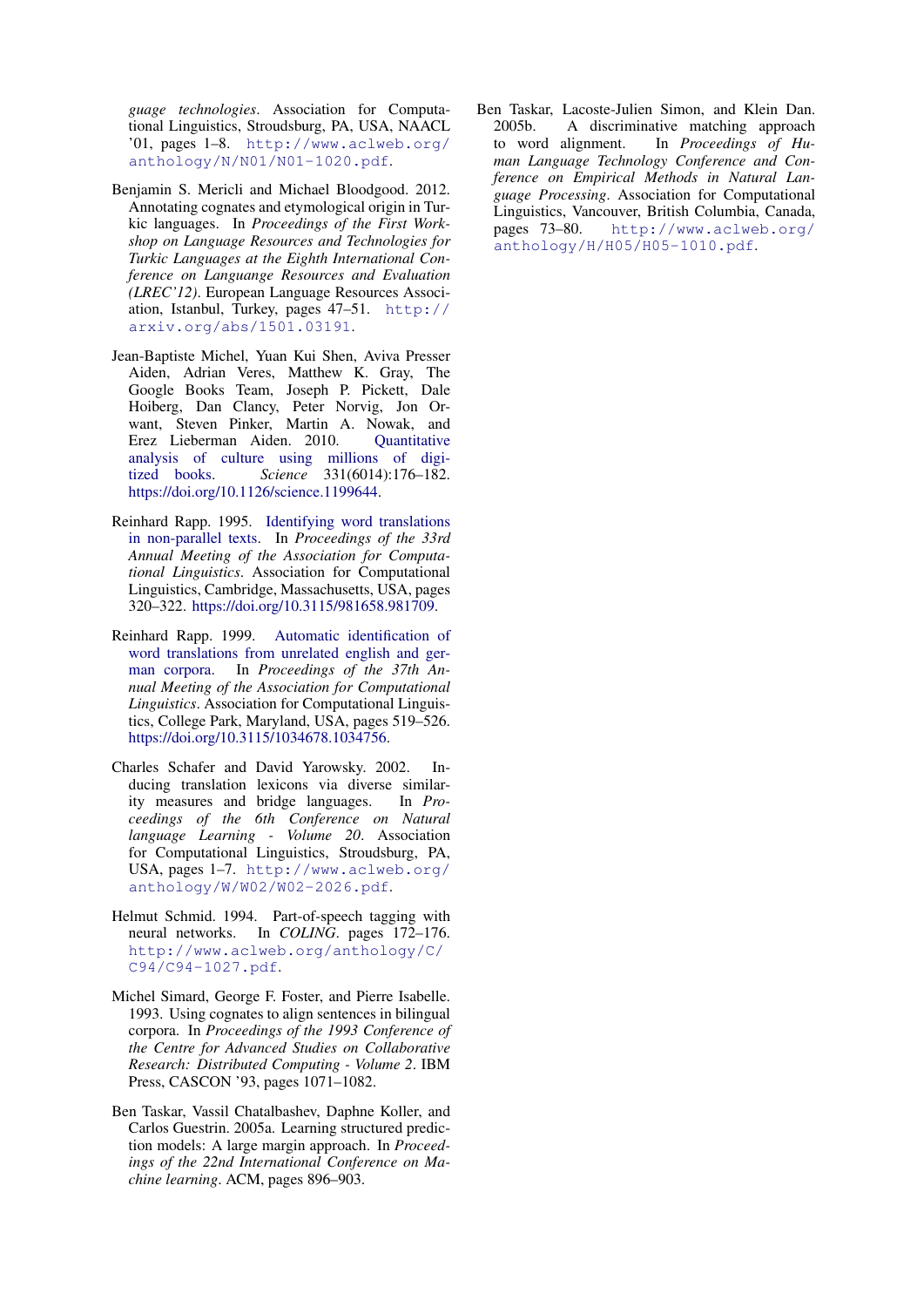guage technologies. Association for Computational Linguistics, Stroudsburg, PA, USA, NAACL '01, pages 1–8. http://www.aclweb.org/anthology/N/N01/N01-1020.pdf.

Benjamin S. Mericli and Michael Bloodgood. 2012. Annotating cognates and etymological origin in Turkic languages. In *Proceedings of the First Workshop on Language Resources and Technologies for Turkic Languages at the Eighth International Conference on Languange Resources and Evaluation (LREC'12)*. European Language Resources Association, Istanbul, Turkey, pages 47–51. http://arxiv.org/abs/1501.03191.

Jean-Baptiste Michel, Yuan Kui Shen, Aviva Presser Aiden, Adrian Veres, Matthew K. Gray, The Google Books Team, Joseph P. Pickett, Dale Hoiberg, Dan Clancy, Peter Norvig, Jon Orwant, Steven Pinker, Martin A. Nowak, and Erez Lieberman Aiden. 2010. Quantitative analysis of culture using millions of digitized books. *Science* 331(6014):176–182. https://doi.org/10.1126/science.1199644.

Reinhard Rapp. 1995. Identifying word translations in non-parallel texts. In *Proceedings of the 33rd Annual Meeting of the Association for Computational Linguistics*. Association for Computational Linguistics, Cambridge, Massachusetts, USA, pages 320–322. https://doi.org/10.3115/981658.981709.

Reinhard Rapp. 1999. Automatic identification of word translations from unrelated english and german corpora. In *Proceedings of the 37th Annual Meeting of the Association for Computational Linguistics*. Association for Computational Linguistics, College Park, Maryland, USA, pages 519–526. https://doi.org/10.3115/1034678.1034756.

Charles Schafer and David Yarowsky. 2002. Inducing translation lexicons via diverse similarity measures and bridge languages. In *Proceedings of the 6th Conference on Natural language Learning - Volume 20*. Association for Computational Linguistics, Stroudsburg, PA, USA, pages 1–7. http://www.aclweb.org/anthology/W/W02/W02-2026.pdf.

Helmut Schmid. 1994. Part-of-speech tagging with neural networks. In *COLING*. pages 172–176. http://www.aclweb.org/anthology/C/C94/C94-1027.pdf.

Michel Simard, George F. Foster, and Pierre Isabelle. 1993. Using cognates to align sentences in bilingual corpora. In *Proceedings of the 1993 Conference of the Centre for Advanced Studies on Collaborative Research: Distributed Computing - Volume 2*. IBM Press, CASCON '93, pages 1071–1082.

Ben Taskar, Vassil Chatalbashev, Daphne Koller, and Carlos Guestrin. 2005a. Learning structured prediction models: A large margin approach. In *Proceedings of the 22nd International Conference on Machine learning*. ACM, pages 896–903.

Ben Taskar, Lacoste-Julien Simon, and Klein Dan. 2005b. A discriminative matching approach to word alignment. In *Proceedings of Human Language Technology Conference and Conference on Empirical Methods in Natural Language Processing*. Association for Computational Linguistics, Vancouver, British Columbia, Canada, pages 73–80. http://www.aclweb.org/anthology/H/H05/H05-1010.pdf.